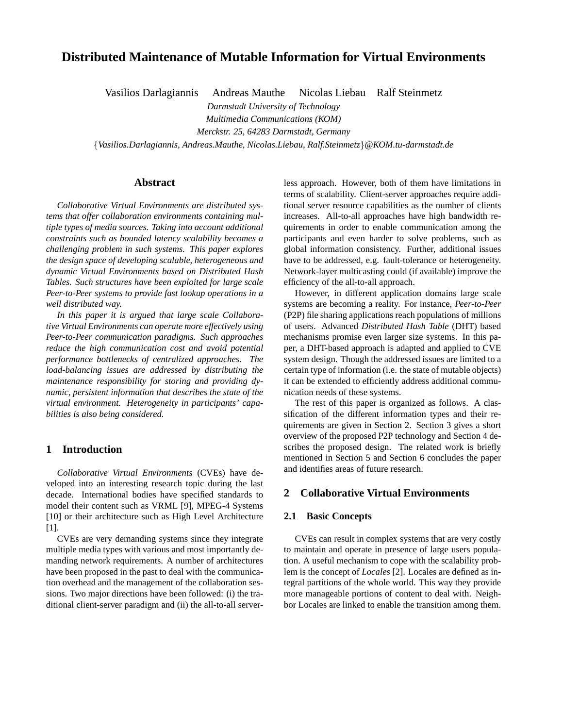# Distributed Maintenance of Mutable Information for Virtual Environments

Vasilios Darlagiannis   Andreas Mauthe   Nicolas Liebau   Ralf Steinmetz

*Darmstadt University of Technology*
*Multimedia Communications (KOM)*
*Merckstr. 25, 64283 Darmstadt, Germany*
{*Vasilios.Darlagiannis, Andreas.Mauthe, Nicolas.Liebau, Ralf.Steinmetz*}*@KOM.tu-darmstadt.de*

## Abstract

*Collaborative Virtual Environments are distributed systems that offer collaboration environments containing multiple types of media sources. Taking into account additional constraints such as bounded latency scalability becomes a challenging problem in such systems. This paper explores the design space of developing scalable, heterogeneous and dynamic Virtual Environments based on Distributed Hash Tables. Such structures have been exploited for large scale Peer-to-Peer systems to provide fast lookup operations in a well distributed way.*

*In this paper it is argued that large scale Collaborative Virtual Environments can operate more effectively using Peer-to-Peer communication paradigms. Such approaches reduce the high communication cost and avoid potential performance bottlenecks of centralized approaches. The load-balancing issues are addressed by distributing the maintenance responsibility for storing and providing dynamic, persistent information that describes the state of the virtual environment. Heterogeneity in participants' capabilities is also being considered.*

## 1 Introduction

*Collaborative Virtual Environments* (CVEs) have developed into an interesting research topic during the last decade. International bodies have specified standards to model their content such as VRML [9], MPEG-4 Systems [10] or their architecture such as High Level Architecture [1].

CVEs are very demanding systems since they integrate multiple media types with various and most importantly demanding network requirements. A number of architectures have been proposed in the past to deal with the communication overhead and the management of the collaboration sessions. Two major directions have been followed: (i) the traditional client-server paradigm and (ii) the all-to-all serverless approach. However, both of them have limitations in terms of scalability. Client-server approaches require additional server resource capabilities as the number of clients increases. All-to-all approaches have high bandwidth requirements in order to enable communication among the participants and even harder to solve problems, such as global information consistency. Further, additional issues have to be addressed, e.g. fault-tolerance or heterogeneity. Network-layer multicasting could (if available) improve the efficiency of the all-to-all approach.

However, in different application domains large scale systems are becoming a reality. For instance, *Peer-to-Peer* (P2P) file sharing applications reach populations of millions of users. Advanced *Distributed Hash Table* (DHT) based mechanisms promise even larger size systems. In this paper, a DHT-based approach is adapted and applied to CVE system design. Though the addressed issues are limited to a certain type of information (i.e. the state of mutable objects) it can be extended to efficiently address additional communication needs of these systems.

The rest of this paper is organized as follows. A classification of the different information types and their requirements are given in Section 2. Section 3 gives a short overview of the proposed P2P technology and Section 4 describes the proposed design. The related work is briefly mentioned in Section 5 and Section 6 concludes the paper and identifies areas of future research.

## 2 Collaborative Virtual Environments

### 2.1 Basic Concepts

CVEs can result in complex systems that are very costly to maintain and operate in presence of large users population. A useful mechanism to cope with the scalability problem is the concept of *Locales* [2]. Locales are defined as integral partitions of the whole world. This way they provide more manageable portions of content to deal with. Neighbor Locales are linked to enable the transition among them.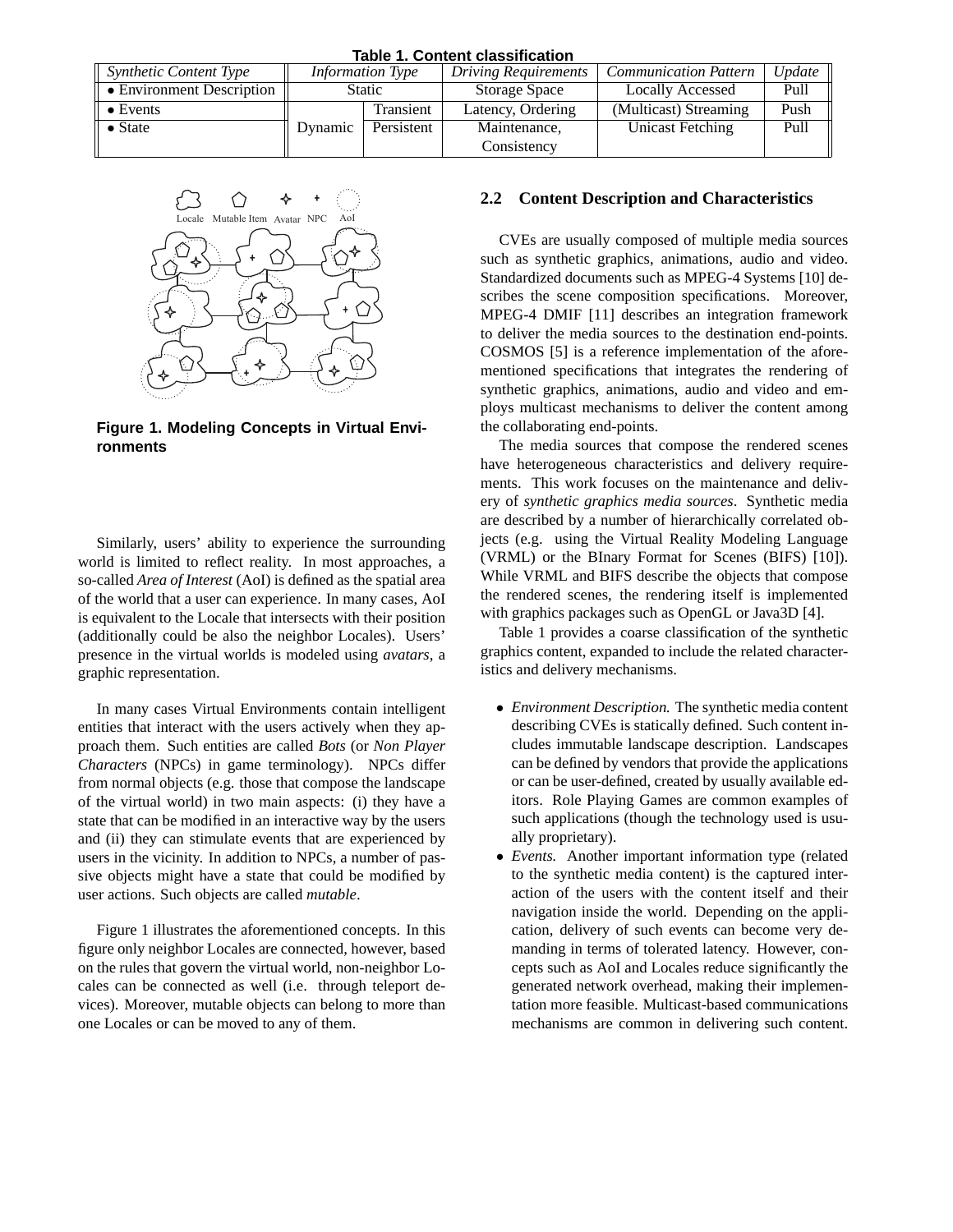**Table 1. Content classification**

| *Synthetic Content Type* | *Information Type* | | *Driving Requirements* | *Communication Pattern* | *Update* |
|---|---|---|---|---|---|
| • Environment Description | Static | | Storage Space | Locally Accessed | Pull |
| • Events | Dynamic | Transient | Latency, Ordering | (Multicast) Streaming | Push |
| • State | | Persistent | Maintenance, Consistency | Unicast Fetching | Pull |

**Figure 1. Modeling Concepts in Virtual Environments**

Similarly, users' ability to experience the surrounding world is limited to reflect reality. In most approaches, a so-called *Area of Interest* (AoI) is defined as the spatial area of the world that a user can experience. In many cases, AoI is equivalent to the Locale that intersects with their position (additionally could be also the neighbor Locales). Users' presence in the virtual worlds is modeled using *avatars*, a graphic representation.

In many cases Virtual Environments contain intelligent entities that interact with the users actively when they approach them. Such entities are called *Bots* (or *Non Player Characters* (NPCs) in game terminology). NPCs differ from normal objects (e.g. those that compose the landscape of the virtual world) in two main aspects: (i) they have a state that can be modified in an interactive way by the users and (ii) they can stimulate events that are experienced by users in the vicinity. In addition to NPCs, a number of passive objects might have a state that could be modified by user actions. Such objects are called *mutable*.

Figure 1 illustrates the aforementioned concepts. In this figure only neighbor Locales are connected, however, based on the rules that govern the virtual world, non-neighbor Locales can be connected as well (i.e. through teleport devices). Moreover, mutable objects can belong to more than one Locales or can be moved to any of them.

### 2.2 Content Description and Characteristics

CVEs are usually composed of multiple media sources such as synthetic graphics, animations, audio and video. Standardized documents such as MPEG-4 Systems [10] describes the scene composition specifications. Moreover, MPEG-4 DMIF [11] describes an integration framework to deliver the media sources to the destination end-points. COSMOS [5] is a reference implementation of the aforementioned specifications that integrates the rendering of synthetic graphics, animations, audio and video and employs multicast mechanisms to deliver the content among the collaborating end-points.

The media sources that compose the rendered scenes have heterogeneous characteristics and delivery requirements. This work focuses on the maintenance and delivery of *synthetic graphics media sources*. Synthetic media are described by a number of hierarchically correlated objects (e.g. using the Virtual Reality Modeling Language (VRML) or the BInary Format for Scenes (BIFS) [10]). While VRML and BIFS describe the objects that compose the rendered scenes, the rendering itself is implemented with graphics packages such as OpenGL or Java3D [4].

Table 1 provides a coarse classification of the synthetic graphics content, expanded to include the related characteristics and delivery mechanisms.

- *Environment Description.* The synthetic media content describing CVEs is statically defined. Such content includes immutable landscape description. Landscapes can be defined by vendors that provide the applications or can be user-defined, created by usually available editors. Role Playing Games are common examples of such applications (though the technology used is usually proprietary).
- *Events.* Another important information type (related to the synthetic media content) is the captured interaction of the users with the content itself and their navigation inside the world. Depending on the application, delivery of such events can become very demanding in terms of tolerated latency. However, concepts such as AoI and Locales reduce significantly the generated network overhead, making their implementation more feasible. Multicast-based communications mechanisms are common in delivering such content.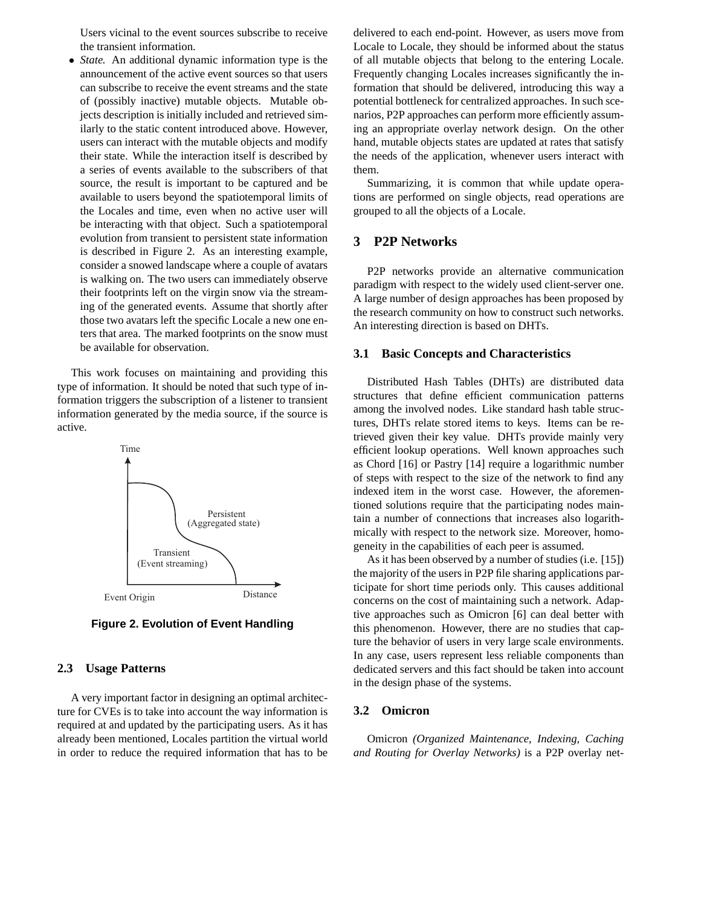Users vicinal to the event sources subscribe to receive the transient information.

- *State.* An additional dynamic information type is the announcement of the active event sources so that users can subscribe to receive the event streams and the state of (possibly inactive) mutable objects. Mutable objects description is initially included and retrieved similarly to the static content introduced above. However, users can interact with the mutable objects and modify their state. While the interaction itself is described by a series of events available to the subscribers of that source, the result is important to be captured and be available to users beyond the spatiotemporal limits of the Locales and time, even when no active user will be interacting with that object. Such a spatiotemporal evolution from transient to persistent state information is described in Figure 2. As an interesting example, consider a snowed landscape where a couple of avatars is walking on. The two users can immediately observe their footprints left on the virgin snow via the streaming of the generated events. Assume that shortly after those two avatars left the specific Locale a new one enters that area. The marked footprints on the snow must be available for observation.

This work focuses on maintaining and providing this type of information. It should be noted that such type of information triggers the subscription of a listener to transient information generated by the media source, if the source is active.

**Figure 2. Evolution of Event Handling**

### 2.3 Usage Patterns

A very important factor in designing an optimal architecture for CVEs is to take into account the way information is required at and updated by the participating users. As it has already been mentioned, Locales partition the virtual world in order to reduce the required information that has to be delivered to each end-point. However, as users move from Locale to Locale, they should be informed about the status of all mutable objects that belong to the entering Locale. Frequently changing Locales increases significantly the information that should be delivered, introducing this way a potential bottleneck for centralized approaches. In such scenarios, P2P approaches can perform more efficiently assuming an appropriate overlay network design. On the other hand, mutable objects states are updated at rates that satisfy the needs of the application, whenever users interact with them.

Summarizing, it is common that while update operations are performed on single objects, read operations are grouped to all the objects of a Locale.

## 3 P2P Networks

P2P networks provide an alternative communication paradigm with respect to the widely used client-server one. A large number of design approaches has been proposed by the research community on how to construct such networks. An interesting direction is based on DHTs.

### 3.1 Basic Concepts and Characteristics

Distributed Hash Tables (DHTs) are distributed data structures that define efficient communication patterns among the involved nodes. Like standard hash table structures, DHTs relate stored items to keys. Items can be retrieved given their key value. DHTs provide mainly very efficient lookup operations. Well known approaches such as Chord [16] or Pastry [14] require a logarithmic number of steps with respect to the size of the network to find any indexed item in the worst case. However, the aforementioned solutions require that the participating nodes maintain a number of connections that increases also logarithmically with respect to the network size. Moreover, homogeneity in the capabilities of each peer is assumed.

As it has been observed by a number of studies (i.e. [15]) the majority of the users in P2P file sharing applications participate for short time periods only. This causes additional concerns on the cost of maintaining such a network. Adaptive approaches such as Omicron [6] can deal better with this phenomenon. However, there are no studies that capture the behavior of users in very large scale environments. In any case, users represent less reliable components than dedicated servers and this fact should be taken into account in the design phase of the systems.

### 3.2 Omicron

Omicron *(Organized Maintenance, Indexing, Caching and Routing for Overlay Networks)* is a P2P overlay net-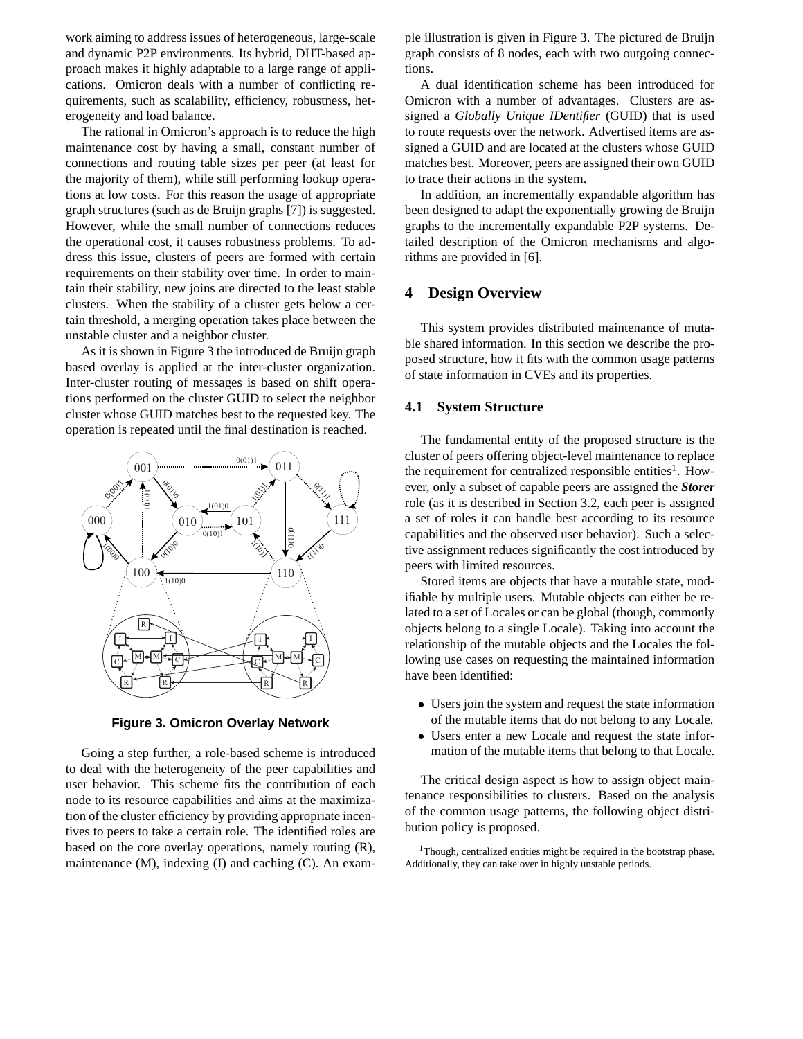work aiming to address issues of heterogeneous, large-scale and dynamic P2P environments. Its hybrid, DHT-based approach makes it highly adaptable to a large range of applications. Omicron deals with a number of conflicting requirements, such as scalability, efficiency, robustness, heterogeneity and load balance.

The rational in Omicron's approach is to reduce the high maintenance cost by having a small, constant number of connections and routing table sizes per peer (at least for the majority of them), while still performing lookup operations at low costs. For this reason the usage of appropriate graph structures (such as de Bruijn graphs [7]) is suggested. However, while the small number of connections reduces the operational cost, it causes robustness problems. To address this issue, clusters of peers are formed with certain requirements on their stability over time. In order to maintain their stability, new joins are directed to the least stable clusters. When the stability of a cluster gets below a certain threshold, a merging operation takes place between the unstable cluster and a neighbor cluster.

As it is shown in Figure 3 the introduced de Bruijn graph based overlay is applied at the inter-cluster organization. Inter-cluster routing of messages is based on shift operations performed on the cluster GUID to select the neighbor cluster whose GUID matches best to the requested key. The operation is repeated until the final destination is reached.

001
011
000
010
101
111
100
110
0(01)1
0(00)1
1(00)1
0(01)0
1(01)0
0(10)1
1(01)1
0(11)1
1(00)0
0(10)0
1(10)1
0(11)0
1(11)0
1(10)0
R
I
I
I
I
C
M
M
C
C
M
M
C
R
R
R
R

**Figure 3. Omicron Overlay Network**

Going a step further, a role-based scheme is introduced to deal with the heterogeneity of the peer capabilities and user behavior. This scheme fits the contribution of each node to its resource capabilities and aims at the maximization of the cluster efficiency by providing appropriate incentives to peers to take a certain role. The identified roles are based on the core overlay operations, namely routing (R), maintenance (M), indexing (I) and caching (C). An example illustration is given in Figure 3. The pictured de Bruijn graph consists of 8 nodes, each with two outgoing connections.

A dual identification scheme has been introduced for Omicron with a number of advantages. Clusters are assigned a *Globally Unique IDentifier* (GUID) that is used to route requests over the network. Advertised items are assigned a GUID and are located at the clusters whose GUID matches best. Moreover, peers are assigned their own GUID to trace their actions in the system.

In addition, an incrementally expandable algorithm has been designed to adapt the exponentially growing de Bruijn graphs to the incrementally expandable P2P systems. Detailed description of the Omicron mechanisms and algorithms are provided in [6].

## 4 Design Overview

This system provides distributed maintenance of mutable shared information. In this section we describe the proposed structure, how it fits with the common usage patterns of state information in CVEs and its properties.

### 4.1 System Structure

The fundamental entity of the proposed structure is the cluster of peers offering object-level maintenance to replace the requirement for centralized responsible entities[1]. However, only a subset of capable peers are assigned the ***Storer*** role (as it is described in Section 3.2, each peer is assigned a set of roles it can handle best according to its resource capabilities and the observed user behavior). Such a selective assignment reduces significantly the cost introduced by peers with limited resources.

Stored items are objects that have a mutable state, modifiable by multiple users. Mutable objects can either be related to a set of Locales or can be global (though, commonly objects belong to a single Locale). Taking into account the relationship of the mutable objects and the Locales the following use cases on requesting the maintained information have been identified:

- Users join the system and request the state information of the mutable items that do not belong to any Locale.
- Users enter a new Locale and request the state information of the mutable items that belong to that Locale.

The critical design aspect is how to assign object maintenance responsibilities to clusters. Based on the analysis of the common usage patterns, the following object distribution policy is proposed.

[1]Though, centralized entities might be required in the bootstrap phase. Additionally, they can take over in highly unstable periods.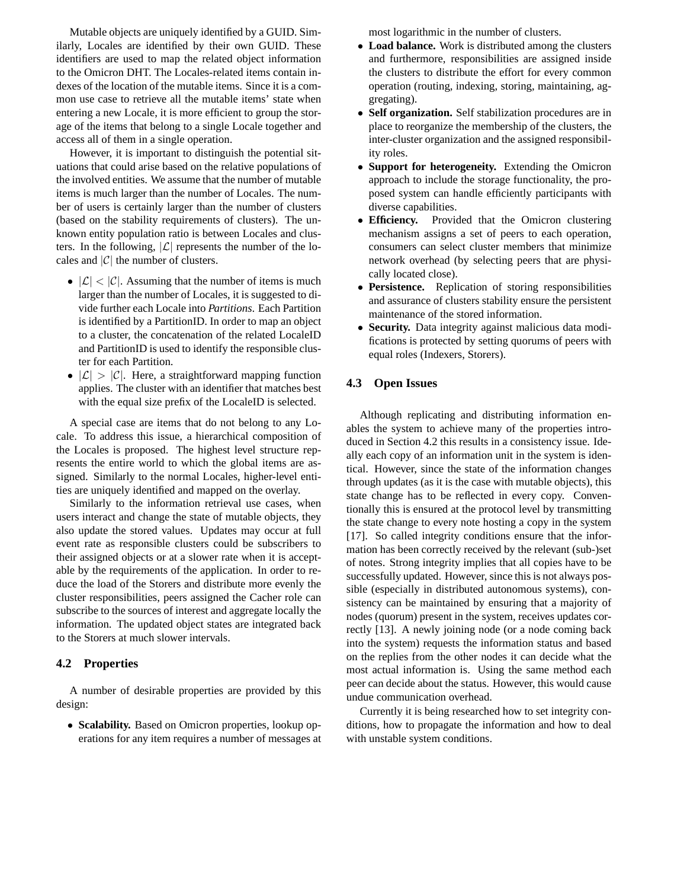Mutable objects are uniquely identified by a GUID. Similarly, Locales are identified by their own GUID. These identifiers are used to map the related object information to the Omicron DHT. The Locales-related items contain indexes of the location of the mutable items. Since it is a common use case to retrieve all the mutable items' state when entering a new Locale, it is more efficient to group the storage of the items that belong to a single Locale together and access all of them in a single operation.

However, it is important to distinguish the potential situations that could arise based on the relative populations of the involved entities. We assume that the number of mutable items is much larger than the number of Locales. The number of users is certainly larger than the number of clusters (based on the stability requirements of clusters). The unknown entity population ratio is between Locales and clusters. In the following, $|\mathcal{L}|$ represents the number of the locales and $|\mathcal{C}|$ the number of clusters.

- $|\mathcal{L}| < |\mathcal{C}|$. Assuming that the number of items is much larger than the number of Locales, it is suggested to divide further each Locale into *Partitions*. Each Partition is identified by a PartitionID. In order to map an object to a cluster, the concatenation of the related LocaleID and PartitionID is used to identify the responsible cluster for each Partition.
- $|\mathcal{L}| > |\mathcal{C}|$. Here, a straightforward mapping function applies. The cluster with an identifier that matches best with the equal size prefix of the LocaleID is selected.

A special case are items that do not belong to any Locale. To address this issue, a hierarchical composition of the Locales is proposed. The highest level structure represents the entire world to which the global items are assigned. Similarly to the normal Locales, higher-level entities are uniquely identified and mapped on the overlay.

Similarly to the information retrieval use cases, when users interact and change the state of mutable objects, they also update the stored values. Updates may occur at full event rate as responsible clusters could be subscribers to their assigned objects or at a slower rate when it is acceptable by the requirements of the application. In order to reduce the load of the Storers and distribute more evenly the cluster responsibilities, peers assigned the Cacher role can subscribe to the sources of interest and aggregate locally the information. The updated object states are integrated back to the Storers at much slower intervals.

## 4.2 Properties

A number of desirable properties are provided by this design:

- **Scalability.** Based on Omicron properties, lookup operations for any item requires a number of messages at most logarithmic in the number of clusters.
- **Load balance.** Work is distributed among the clusters and furthermore, responsibilities are assigned inside the clusters to distribute the effort for every common operation (routing, indexing, storing, maintaining, aggregating).
- **Self organization.** Self stabilization procedures are in place to reorganize the membership of the clusters, the inter-cluster organization and the assigned responsibility roles.
- **Support for heterogeneity.** Extending the Omicron approach to include the storage functionality, the proposed system can handle efficiently participants with diverse capabilities.
- **Efficiency.** Provided that the Omicron clustering mechanism assigns a set of peers to each operation, consumers can select cluster members that minimize network overhead (by selecting peers that are physically located close).
- **Persistence.** Replication of storing responsibilities and assurance of clusters stability ensure the persistent maintenance of the stored information.
- **Security.** Data integrity against malicious data modifications is protected by setting quorums of peers with equal roles (Indexers, Storers).

## 4.3 Open Issues

Although replicating and distributing information enables the system to achieve many of the properties introduced in Section 4.2 this results in a consistency issue. Ideally each copy of an information unit in the system is identical. However, since the state of the information changes through updates (as it is the case with mutable objects), this state change has to be reflected in every copy. Conventionally this is ensured at the protocol level by transmitting the state change to every note hosting a copy in the system [17]. So called integrity conditions ensure that the information has been correctly received by the relevant (sub-)set of notes. Strong integrity implies that all copies have to be successfully updated. However, since this is not always possible (especially in distributed autonomous systems), consistency can be maintained by ensuring that a majority of nodes (quorum) present in the system, receives updates correctly [13]. A newly joining node (or a node coming back into the system) requests the information status and based on the replies from the other nodes it can decide what the most actual information is. Using the same method each peer can decide about the status. However, this would cause undue communication overhead.

Currently it is being researched how to set integrity conditions, how to propagate the information and how to deal with unstable system conditions.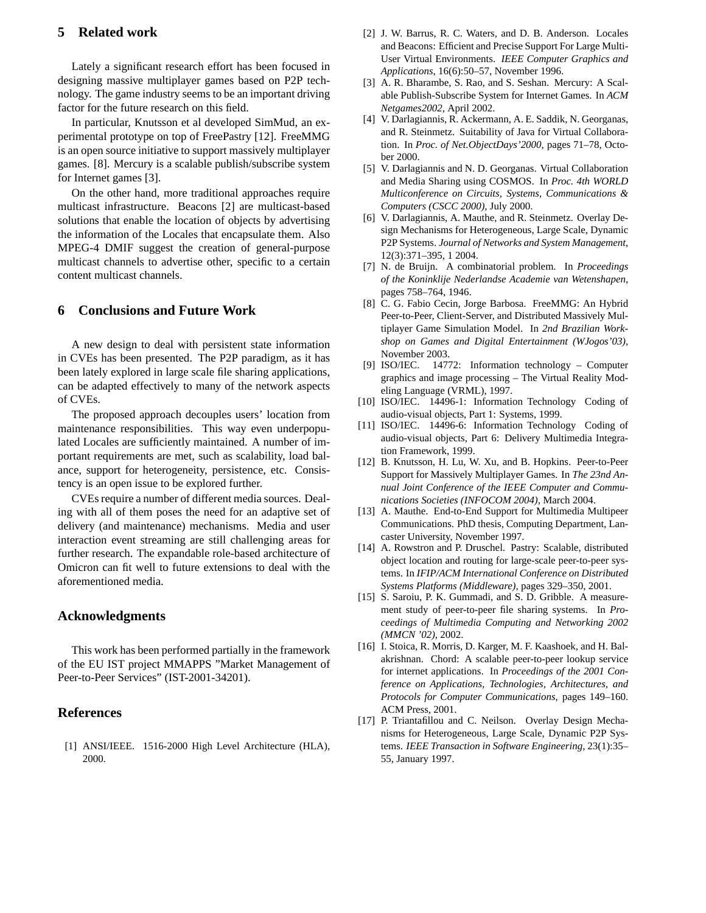## 5 Related work

Lately a significant research effort has been focused in designing massive multiplayer games based on P2P technology. The game industry seems to be an important driving factor for the future research on this field.

In particular, Knutsson et al developed SimMud, an experimental prototype on top of FreePastry [12]. FreeMMG is an open source initiative to support massively multiplayer games. [8]. Mercury is a scalable publish/subscribe system for Internet games [3].

On the other hand, more traditional approaches require multicast infrastructure. Beacons [2] are multicast-based solutions that enable the location of objects by advertising the information of the Locales that encapsulate them. Also MPEG-4 DMIF suggest the creation of general-purpose multicast channels to advertise other, specific to a certain content multicast channels.

## 6 Conclusions and Future Work

A new design to deal with persistent state information in CVEs has been presented. The P2P paradigm, as it has been lately explored in large scale file sharing applications, can be adapted effectively to many of the network aspects of CVEs.

The proposed approach decouples users' location from maintenance responsibilities. This way even underpopulated Locales are sufficiently maintained. A number of important requirements are met, such as scalability, load balance, support for heterogeneity, persistence, etc. Consistency is an open issue to be explored further.

CVEs require a number of different media sources. Dealing with all of them poses the need for an adaptive set of delivery (and maintenance) mechanisms. Media and user interaction event streaming are still challenging areas for further research. The expandable role-based architecture of Omicron can fit well to future extensions to deal with the aforementioned media.

## Acknowledgments

This work has been performed partially in the framework of the EU IST project MMAPPS "Market Management of Peer-to-Peer Services" (IST-2001-34201).

## References

[1] ANSI/IEEE. 1516-2000 High Level Architecture (HLA), 2000.

[2] J. W. Barrus, R. C. Waters, and D. B. Anderson. Locales and Beacons: Efficient and Precise Support For Large Multi-User Virtual Environments. *IEEE Computer Graphics and Applications*, 16(6):50–57, November 1996.

[3] A. R. Bharambe, S. Rao, and S. Seshan. Mercury: A Scalable Publish-Subscribe System for Internet Games. In *ACM Netgames2002*, April 2002.

[4] V. Darlagiannis, R. Ackermann, A. E. Saddik, N. Georganas, and R. Steinmetz. Suitability of Java for Virtual Collaboration. In *Proc. of Net.ObjectDays'2000*, pages 71–78, October 2000.

[5] V. Darlagiannis and N. D. Georganas. Virtual Collaboration and Media Sharing using COSMOS. In *Proc. 4th WORLD Multiconference on Circuits, Systems, Communications & Computers (CSCC 2000)*, July 2000.

[6] V. Darlagiannis, A. Mauthe, and R. Steinmetz. Overlay Design Mechanisms for Heterogeneous, Large Scale, Dynamic P2P Systems. *Journal of Networks and System Management*, 12(3):371–395, 1 2004.

[7] N. de Bruijn. A combinatorial problem. In *Proceedings of the Koninklije Nederlandse Academie van Wetenshapen*, pages 758–764, 1946.

[8] C. G. Fabio Cecin, Jorge Barbosa. FreeMMG: An Hybrid Peer-to-Peer, Client-Server, and Distributed Massively Multiplayer Game Simulation Model. In *2nd Brazilian Workshop on Games and Digital Entertainment (WJogos'03)*, November 2003.

[9] ISO/IEC. 14772: Information technology – Computer graphics and image processing – The Virtual Reality Modeling Language (VRML), 1997.

[10] ISO/IEC. 14496-1: Information Technology Coding of audio-visual objects, Part 1: Systems, 1999.

[11] ISO/IEC. 14496-6: Information Technology Coding of audio-visual objects, Part 6: Delivery Multimedia Integration Framework, 1999.

[12] B. Knutsson, H. Lu, W. Xu, and B. Hopkins. Peer-to-Peer Support for Massively Multiplayer Games. In *The 23nd Annual Joint Conference of the IEEE Computer and Communications Societies (INFOCOM 2004)*, March 2004.

[13] A. Mauthe. End-to-End Support for Multimedia Multipeer Communications. PhD thesis, Computing Department, Lancaster University, November 1997.

[14] A. Rowstron and P. Druschel. Pastry: Scalable, distributed object location and routing for large-scale peer-to-peer systems. In *IFIP/ACM International Conference on Distributed Systems Platforms (Middleware)*, pages 329–350, 2001.

[15] S. Saroiu, P. K. Gummadi, and S. D. Gribble. A measurement study of peer-to-peer file sharing systems. In *Proceedings of Multimedia Computing and Networking 2002 (MMCN '02)*, 2002.

[16] I. Stoica, R. Morris, D. Karger, M. F. Kaashoek, and H. Balakrishnan. Chord: A scalable peer-to-peer lookup service for internet applications. In *Proceedings of the 2001 Conference on Applications, Technologies, Architectures, and Protocols for Computer Communications*, pages 149–160. ACM Press, 2001.

[17] P. Triantafillou and C. Neilson. Overlay Design Mechanisms for Heterogeneous, Large Scale, Dynamic P2P Systems. *IEEE Transaction in Software Engineering*, 23(1):35–55, January 1997.